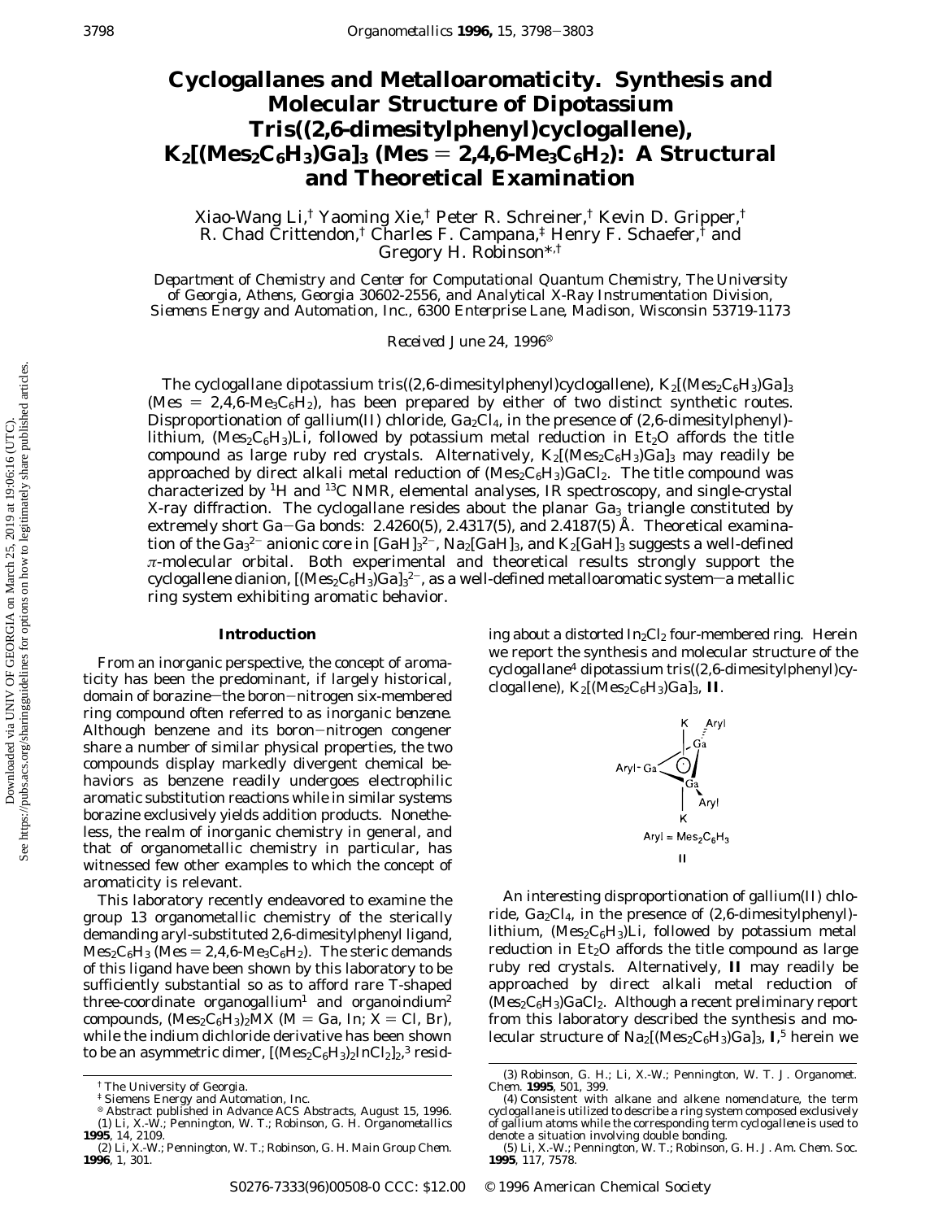# Cyclogallanes and Metalloaromaticity. Synthesis and Molecular Structure of Dipotassium Tris((2,6-dimesitylphenyl)cyclogallene), $K_2[(Mes_2C_6H_3)Ga]_3$ (Mes = 2,4,6-$Me_3C_6H_2$): A Structural and Theoretical Examination

Xiao-Wang Li,[†] Yaoming Xie,[†] Peter R. Schreiner,[†] Kevin D. Gripper,[†] R. Chad Crittendon,[†] Charles F. Campana,[‡] Henry F. Schaefer,[†] and Gregory H. Robinson*,[†]

*Department of Chemistry and Center for Computational Quantum Chemistry, The University of Georgia, Athens, Georgia 30602-2556, and Analytical X-Ray Instrumentation Division, Siemens Energy and Automation, Inc., 6300 Enterprise Lane, Madison, Wisconsin 53719-1173*

*Received June 24, 1996*[⊗]

The cyclogallane dipotassium tris((2,6-dimesitylphenyl)cyclogallene), $K_2[(Mes_2C_6H_3)Ga]_3$ (Mes = 2,4,6-$Me_3C_6H_2$), has been prepared by either of two distinct synthetic routes. Disproportionation of gallium(II) chloride, $Ga_2Cl_4$, in the presence of (2,6-dimesitylphenyl)-lithium, $(Mes_2C_6H_3)Li$, followed by potassium metal reduction in $Et_2O$ affords the title compound as large ruby red crystals. Alternatively, $K_2[(Mes_2C_6H_3)Ga]_3$ may readily be approached by direct alkali metal reduction of $(Mes_2C_6H_3)GaCl_2$. The title compound was characterized by $^1H$ and $^{13}C$ NMR, elemental analyses, IR spectroscopy, and single-crystal X-ray diffraction. The cyclogallane resides about the planar $Ga_3$ triangle constituted by extremely short Ga–Ga bonds: 2.4260(5), 2.4317(5), and 2.4187(5) Å. Theoretical examination of the $Ga_3^{2-}$ anionic core in $[GaH]_3^{2-}$, $Na_2[GaH]_3$, and $K_2[GaH]_3$ suggests a well-defined $\pi$-molecular orbital. Both experimental and theoretical results strongly support the cyclogallene dianion, $[(Mes_2C_6H_3)Ga]_3^{2-}$, as a well-defined metalloaromatic system—a metallic ring system exhibiting aromatic behavior.

## Introduction

From an inorganic perspective, the concept of aromaticity has been the predominant, if largely historical, domain of borazine—the boron–nitrogen six-membered ring compound often referred to as *inorganic benzene*. Although benzene and its boron–nitrogen congener share a number of similar physical properties, the two compounds display markedly divergent chemical behaviors as benzene readily undergoes electrophilic aromatic substitution reactions while in similar systems borazine exclusively yields addition products. Nonetheless, the realm of inorganic chemistry in general, and that of organometallic chemistry in particular, has witnessed few other examples to which the concept of aromaticity is relevant.

This laboratory recently endeavored to examine the group 13 organometallic chemistry of the sterically demanding aryl-substituted 2,6-dimesitylphenyl ligand, $Mes_2C_6H_3$ (Mes = 2,4,6-$Me_3C_6H_2$). The steric demands of this ligand have been shown by this laboratory to be sufficiently substantial so as to afford rare T-shaped three-coordinate organogallium[1] and organoindium[2] compounds, $(Mes_2C_6H_3)_2MX$ (M = Ga, In; X = Cl, Br), while the indium dichloride derivative has been shown to be an asymmetric dimer, $[(Mes_2C_6H_3)_2InCl_2]_2$,[3] residing about a distorted $In_2Cl_2$ four-membered ring. Herein we report the synthesis and molecular structure of the cyclogallane[4] dipotassium tris((2,6-dimesitylphenyl)cyclogallene), $K_2[(Mes_2C_6H_3)Ga]_3$, **II**.

**II** (Aryl = $Mes_2C_6H_3$)

An interesting disproportionation of gallium(II) chloride, $Ga_2Cl_4$, in the presence of (2,6-dimesitylphenyl)-lithium, $(Mes_2C_6H_3)Li$, followed by potassium metal reduction in $Et_2O$ affords the title compound as large ruby red crystals. Alternatively, **II** may readily be approached by direct alkali metal reduction of $(Mes_2C_6H_3)GaCl_2$. Although a recent preliminary report from this laboratory described the synthesis and molecular structure of $Na_2[(Mes_2C_6H_3)Ga]_3$, **I**,[5] herein we

---

† The University of Georgia.
‡ Siemens Energy and Automation, Inc.
⊗ Abstract published in *Advance ACS Abstracts*, August 15, 1996.
(1) Li, X.-W.; Pennington, W. T.; Robinson, G. H. *Organometallics* **1995**, *14*, 2109.
(2) Li, X.-W.; Pennington, W. T.; Robinson, G. H. *Main Group Chem.* **1996**, *1*, 301.
(3) Robinson, G. H.; Li, X.-W.; Pennington, W. T. *J. Organomet. Chem.* **1995**, *501*, 399.
(4) Consistent with alkane and alkene nomenclature, the term cyclogallane is utilized to describe a ring system composed exclusively of gallium atoms while the corresponding term cyclogallene is used to denote a situation involving double bonding.
(5) Li, X.-W.; Pennington, W. T.; Robinson, G. H. *J. Am. Chem. Soc.* **1995**, *117*, 7578.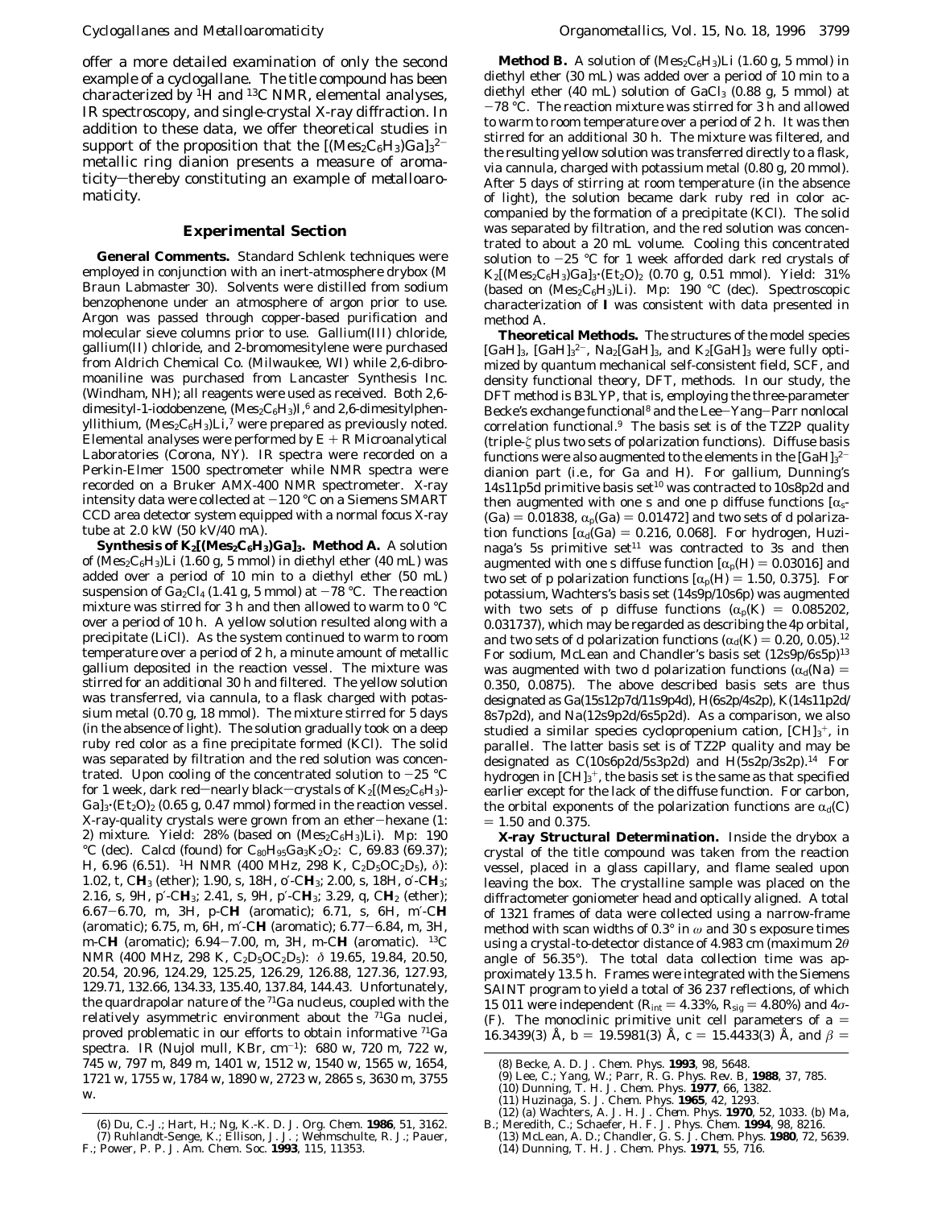offer a more detailed examination of only the second example of a cyclogallane. The title compound has been characterized by $^1H$ and $^{13}C$ NMR, elemental analyses, IR spectroscopy, and single-crystal X-ray diffraction. In addition to these data, we offer theoretical studies in support of the proposition that the $[(Mes_2C_6H_3)Ga]_3^{2-}$ metallic ring dianion presents a measure of aromaticity—thereby constituting an example of metalloaromaticity.

## Experimental Section

**General Comments.** Standard Schlenk techniques were employed in conjunction with an inert-atmosphere drybox (M Braun Labmaster 30). Solvents were distilled from sodium benzophenone under an atmosphere of argon prior to use. Argon was passed through copper-based purification and molecular sieve columns prior to use. Gallium(III) chloride, gallium(II) chloride, and 2-bromomesitylene were purchased from Aldrich Chemical Co. (Milwaukee, WI) while 2,6-dibromoaniline was purchased from Lancaster Synthesis Inc. (Windham, NH); all reagents were used as received. Both 2,6-dimesityl-1-iodobenzene, $(Mes_2C_6H_3)I$,[6] and 2,6-dimesitylphenyllithium, $(Mes_2C_6H_3)Li$,[7] were prepared as previously noted. Elemental analyses were performed by E + R Microanalytical Laboratories (Corona, NY). IR spectra were recorded on a Perkin-Elmer 1500 spectrometer while NMR spectra were recorded on a Bruker AMX-400 NMR spectrometer. X-ray intensity data were collected at −120 °C on a Siemens SMART CCD area detector system equipped with a normal focus X-ray tube at 2.0 kW (50 kV/40 mA).

**Synthesis of $K_2[(Mes_2C_6H_3)Ga]_3$. Method A.** A solution of $(Mes_2C_6H_3)Li$ (1.60 g, 5 mmol) in diethyl ether (40 mL) was added over a period of 10 min to a diethyl ether (50 mL) suspension of $Ga_2Cl_4$ (1.41 g, 5 mmol) at −78 °C. The reaction mixture was stirred for 3 h and then allowed to warm to 0 °C over a period of 10 h. A yellow solution resulted along with a precipitate (LiCl). As the system continued to warm to room temperature over a period of 2 h, a minute amount of metallic gallium deposited in the reaction vessel. The mixture was stirred for an additional 30 h and filtered. The yellow solution was transferred, via cannula, to a flask charged with potassium metal (0.70 g, 18 mmol). The mixture stirred for 5 days (in the absence of light). The solution gradually took on a deep ruby red color as a fine precipitate formed (KCl). The solid was separated by filtration and the red solution was concentrated. Upon cooling of the concentrated solution to −25 °C for 1 week, dark red—nearly black—crystals of $K_2[(Mes_2C_6H_3)Ga]_3\cdot(Et_2O)_2$ (0.65 g, 0.47 mmol) formed in the reaction vessel. X-ray-quality crystals were grown from an ether–hexane (1:2) mixture. Yield: 28% (based on $(Mes_2C_6H_3)Li$). Mp: 190 °C (dec). Calcd (found) for $C_{80}H_{95}Ga_3K_2O_2$: C, 69.83 (69.37); H, 6.96 (6.51). $^1H$ NMR (400 MHz, 298 K, $C_2D_5OC_2D_5$, $\delta$): 1.02, t, C**H**$_3$ (ether); 1.90, s, 18H, o′-C**H**$_3$; 2.00, s, 18H, o′-C**H**$_3$; 2.16, s, 9H, p′-C**H**$_3$; 2.41, s, 9H, p′-C**H**$_3$; 3.29, q, C**H**$_2$ (ether); 6.67–6.70, m, 3H, p-C**H** (aromatic); 6.71, s, 6H, m′-C**H** (aromatic); 6.75, m, 6H, m′-C**H** (aromatic); 6.77–6.84, m, 3H, m-C**H** (aromatic); 6.94–7.00, m, 3H, m-C**H** (aromatic). $^{13}C$ NMR (400 MHz, 298 K, $C_2D_5OC_2D_5$): $\delta$ 19.65, 19.84, 20.50, 20.54, 20.96, 124.29, 125.25, 126.29, 126.88, 127.36, 127.93, 129.71, 132.66, 134.33, 135.40, 137.84, 144.43. Unfortunately, the quardrapolar nature of the $^{71}Ga$ nucleus, coupled with the relatively asymmetric environment about the $^{71}Ga$ nuclei, proved problematic in our efforts to obtain informative $^{71}Ga$ spectra. IR (Nujol mull, KBr, cm$^{-1}$): 680 w, 720 m, 722 w, 745 w, 797 m, 849 m, 1401 w, 1512 w, 1540 w, 1565 w, 1654, 1721 w, 1755 w, 1784 w, 1890 w, 2723 w, 2865 s, 3630 m, 3755 w.

**Method B.** A solution of $(Mes_2C_6H_3)Li$ (1.60 g, 5 mmol) in diethyl ether (30 mL) was added over a period of 10 min to a diethyl ether (40 mL) solution of $GaCl_3$ (0.88 g, 5 mmol) at −78 °C. The reaction mixture was stirred for 3 h and allowed to warm to room temperature over a period of 2 h. It was then stirred for an additional 30 h. The mixture was filtered, and the resulting yellow solution was transferred directly to a flask, via cannula, charged with potassium metal (0.80 g, 20 mmol). After 5 days of stirring at room temperature (in the absence of light), the solution became dark ruby red in color accompanied by the formation of a precipitate (KCl). The solid was separated by filtration, and the red solution was concentrated to about a 20 mL volume. Cooling this concentrated solution to −25 °C for 1 week afforded dark red crystals of $K_2[(Mes_2C_6H_3)Ga]_3\cdot(Et_2O)_2$ (0.70 g, 0.51 mmol). Yield: 31% (based on $(Mes_2C_6H_3)Li$). Mp: 190 °C (dec). Spectroscopic characterization of **I** was consistent with data presented in method A.

**Theoretical Methods.** The structures of the model species $[GaH]_3$, $[GaH]_3^{2-}$, $Na_2[GaH]_3$, and $K_2[GaH]_3$ were fully optimized by quantum mechanical self-consistent field, SCF, and density functional theory, DFT, methods. In our study, the DFT method is B3LYP, that is, employing the three-parameter Becke's exchange functional[8] and the Lee–Yang–Parr nonlocal correlation functional.[9] The basis set is of the TZ2P quality (triple-$\zeta$ plus two sets of polarization functions). Diffuse basis functions were also augmented to the elements in the $[GaH]_3^{2-}$ dianion part (i.e., for Ga and H). For gallium, Dunning's 14s11p5d primitive basis set[10] was contracted to 10s8p2d and then augmented with one s and one p diffuse functions [$\alpha_s(Ga) = 0.01838$, $\alpha_p(Ga) = 0.01472$] and two sets of d polarization functions [$\alpha_d(Ga) = 0.216, 0.068$]. For hydrogen, Huzinaga's 5s primitive set[11] was contracted to 3s and then augmented with one s diffuse function [$\alpha_p(H) = 0.03016$] and two set of p polarization functions [$\alpha_p(H) = 1.50, 0.375$]. For potassium, Wachters's basis set (14s9p/10s6p) was augmented with two sets of p diffuse functions ($\alpha_p(K) = 0.085202, 0.031737$), which may be regarded as describing the 4p orbital, and two sets of d polarization functions ($\alpha_d(K) = 0.20, 0.05$).[12] For sodium, McLean and Chandler's basis set (12s9p/6s5p)[13] was augmented with two d polarization functions ($\alpha_d(Na) = 0.350, 0.0875$). The above described basis sets are thus designated as Ga(15s12p7d/11s9p4d), H(6s2p/4s2p), K(14s11p2d/8s7p2d), and Na(12s9p2d/6s5p2d). As a comparison, we also studied a similar species cyclopropenium cation, $[CH]_3^+$, in parallel. The latter basis set is of TZ2P quality and may be designated as C(10s6p2d/5s3p2d) and H(5s2p/3s2p).[14] For hydrogen in $[CH]_3^+$, the basis set is the same as that specified earlier except for the lack of the diffuse function. For carbon, the orbital exponents of the polarization functions are $\alpha_d(C) = 1.50$ and 0.375.

**X-ray Structural Determination.** Inside the drybox a crystal of the title compound was taken from the reaction vessel, placed in a glass capillary, and flame sealed upon leaving the box. The crystalline sample was placed on the diffractometer goniometer head and optically aligned. A total of 1321 frames of data were collected using a narrow-frame method with scan widths of 0.3° in $\omega$ and 30 s exposure times using a crystal-to-detector distance of 4.983 cm (maximum $2\theta$ angle of 56.35°). The total data collection time was approximately 13.5 h. Frames were integrated with the Siemens SAINT program to yield a total of 36 237 reflections, of which 15 011 were independent ($R_{int} = 4.33\%$, $R_{sig} = 4.80\%$) and $4\sigma(F)$. The monoclinic primitive unit cell parameters of $a$ = 16.3439(3) Å, $b$ = 19.5981(3) Å, $c$ = 15.4433(3) Å, and $\beta$ =

(6) Du, C.-J.; Hart, H.; Ng, K.-K. D. *J. Org. Chem.* **1986**, *51*, 3162.
(7) Ruhlandt-Senge, K.; Ellison, J. J.; Wehmschulte, R. J.; Pauer, F.; Power, P. P. *J. Am. Chem. Soc.* **1993**, *115*, 11353.
(8) Becke, A. D. *J. Chem. Phys.* **1993**, *98*, 5648.
(9) Lee, C.; Yang, W.; Parr, R. G. *Phys. Rev. B*, **1988**, *37*, 785.
(10) Dunning, T. H. *J. Chem. Phys.* **1977**, *66*, 1382.
(11) Huzinaga, S. *J. Chem. Phys.* **1965**, *42*, 1293.
(12) (a) Wachters, A. J. H. *J. Chem. Phys.* **1970**, *52*, 1033. (b) Ma, B.; Meredith, C.; Schaefer, H. F. *J. Phys. Chem.* **1994**, *98*, 8216.
(13) McLean, A. D.; Chandler, G. S. *J. Chem. Phys.* **1980**, *72*, 5639.
(14) Dunning, T. H. *J. Chem. Phys.* **1971**, *55*, 716.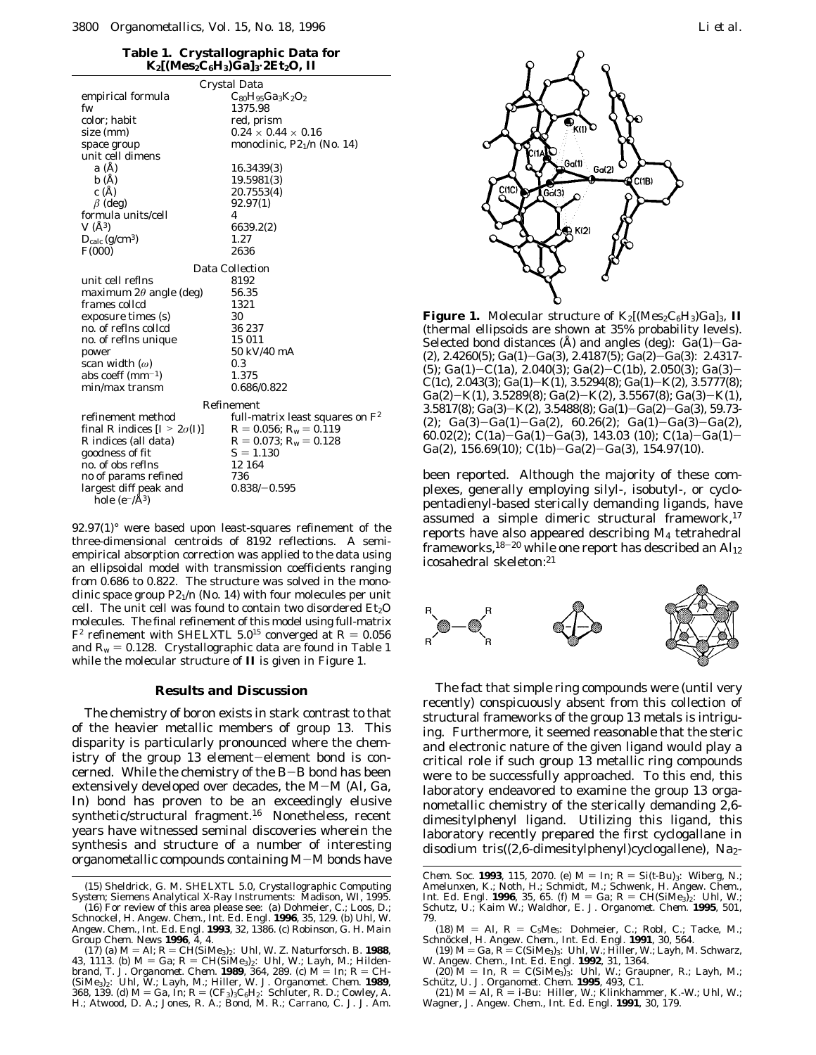**Table 1. Crystallographic Data for $K_2[(Mes_2C_6H_3)Ga]_3 \cdot 2Et_2O$, II**

| | |
|---|---|
| *Crystal Data* | |
| empirical formula | $C_{80}H_{95}Ga_3K_2O_2$ |
| fw | 1375.98 |
| color; habit | red, prism |
| size (mm) | $0.24 \times 0.44 \times 0.16$ |
| space group | monoclinic, $P2_1/n$ (No. 14) |
| unit cell dimens | |
| $a$ (Å) | 16.3439(3) |
| $b$ (Å) | 19.5981(3) |
| $c$ (Å) | 20.7553(4) |
| $\beta$ (deg) | 92.97(1) |
| formula units/cell | 4 |
| $V$ (Å$^3$) | 6639.2(2) |
| $D_{calc}$ (g/cm$^3$) | 1.27 |
| $F(000)$ | 2636 |
| *Data Collection* | |
| unit cell reflns | 8192 |
| maximum 2$\theta$ angle (deg) | 56.35 |
| frames collcd | 1321 |
| exposure times (s) | 30 |
| no. of reflns collcd | 36 237 |
| no. of reflns unique | 15 011 |
| power | 50 kV/40 mA |
| scan width ($\omega$) | 0.3 |
| abs coeff (mm$^{-1}$) | 1.375 |
| min/max transm | 0.686/0.822 |
| *Refinement* | |
| refinement method | full-matrix least squares on $F^2$ |
| final R indices [$I > 2\sigma(I)$] | $R = 0.056$; $R_w = 0.119$ |
| R indices (all data) | $R = 0.073$; $R_w = 0.128$ |
| goodness of fit | $S = 1.130$ |
| no. of obs reflns | 12 164 |
| no of params refined | 736 |
| largest diff peak and hole (e$^-$/Å$^3$) | 0.838/−0.595 |

92.97(1)° were based upon least-squares refinement of the three-dimensional centroids of 8192 reflections. A semiempirical absorption correction was applied to the data using an ellipsoidal model with transmission coefficients ranging from 0.686 to 0.822. The structure was solved in the monoclinic space group $P2_1/n$ (No. 14) with four molecules per unit cell. The unit cell was found to contain two disordered $Et_2O$ molecules. The final refinement of this model using full-matrix $F^2$ refinement with SHELXTL 5.0[15] converged at $R = 0.056$ and $R_w = 0.128$. Crystallographic data are found in Table 1 while the molecular structure of **II** is given in Figure 1.

**Figure 1.** Molecular structure of $K_2[(Mes_2C_6H_3)Ga]_3$, **II** (thermal ellipsoids are shown at 35% probability levels). Selected bond distances (Å) and angles (deg): Ga(1)–Ga(2), 2.4260(5); Ga(1)–Ga(3), 2.4187(5); Ga(2)–Ga(3): 2.4317(5); Ga(1)–C(1a), 2.040(3); Ga(2)–C(1b), 2.050(3); Ga(3)–C(1c), 2.043(3); Ga(1)–K(1), 3.5294(8); Ga(1)–K(2), 3.5777(8); Ga(2)–K(1), 3.5289(8); Ga(2)–K(2), 3.5567(8); Ga(3)–K(1), 3.5817(8); Ga(3)–K(2), 3.5488(8); Ga(1)–Ga(2)–Ga(3), 59.73(2); Ga(3)–Ga(1)–Ga(2), 60.26(2); Ga(1)–Ga(3)–Ga(2), 60.02(2); C(1a)–Ga(1)–Ga(3), 143.03 (10); C(1a)–Ga(1)–Ga(2), 156.69(10); C(1b)–Ga(2)–Ga(3), 154.97(10).

## Results and Discussion

The chemistry of boron exists in stark contrast to that of the heavier metallic members of group 13. This disparity is particularly pronounced where the chemistry of the group 13 element–element bond is concerned. While the chemistry of the B–B bond has been extensively developed over decades, the M–M (Al, Ga, In) bond has proven to be an exceedingly elusive synthetic/structural fragment.[16] Nonetheless, recent years have witnessed seminal discoveries wherein the synthesis and structure of a number of interesting organometallic compounds containing M–M bonds have been reported. Although the majority of these complexes, generally employing silyl-, isobutyl-, or cyclopentadienyl-based sterically demanding ligands, have assumed a simple dimeric structural framework,[17] reports have also appeared describing $M_4$ tetrahedral frameworks,[18–20] while one report has described an $Al_{12}$ icosahedral skeleton:[21]

The fact that simple ring compounds were (until very recently) conspicuously absent from this collection of structural frameworks of the group 13 metals is intriguing. Furthermore, it seemed reasonable that the steric and electronic nature of the given ligand would play a critical role if such group 13 metallic ring compounds were to be successfully approached. To this end, this laboratory endeavored to examine the group 13 organometallic chemistry of the sterically demanding 2,6-dimesitylphenyl ligand. Utilizing this ligand, this laboratory recently prepared the first cyclogallane in disodium tris((2,6-dimesitylphenyl)cyclogallene), $Na_2$-

(15) Sheldrick, G. M. SHELXTL 5.0, Crystallographic Computing System; Siemens Analytical X-Ray Instruments: Madison, WI, 1995.

(16) For review of this area please see: (a) Dohmeier, C.; Loos, D.; Schnockel, H. *Angew. Chem., Int. Ed. Engl.* **1996**, 35, 129. (b) Uhl, W. *Angew. Chem., Int. Ed. Engl.* **1993**, 32, 1386. (c) Robinson, G. H. *Main Group Chem. News* **1996**, 4, 4.

(17) (a) M = Al; R = $CH(SiMe_3)_2$: Uhl, W. *Z. Naturforsch. B.* **1988**, 43, 1113. (b) M = Ga; R = $CH(SiMe_3)_2$: Uhl, W.; Layh, M.; Hildenbrand, T. *J. Organomet. Chem.* **1989**, 364, 289. (c) M = In; R = $CH(SiMe_3)_2$: Uhl, W.; Layh, M.; Hiller, W. *J. Organomet. Chem.* **1989**, 368, 139. (d) M = Ga, In; R = $(CF_3)_3C_6H_2$: Schluter, R. D.; Cowley, A. H.; Atwood, D. A.; Jones, R. A.; Bond, M. R.; Carrano, C. J. *J. Am. Chem. Soc.* **1993**, 115, 2070. (e) M = In; R = $Si(t\text{-}Bu)_3$: Wiberg, N.; Amelunxen, K.; Noth, H.; Schmidt, M.; Schwenk, H. *Angew. Chem., Int. Ed. Engl.* **1996**, 35, 65. (f) M = Ga; R = $CH(SiMe_3)_2$: Uhl, W.; Schutz, U.; Kaim W.; Waldhor, E. *J. Organomet. Chem.* **1995**, 501, 79.

(18) M = Al, R = $C_5Me_5$: Dohmeier, C.; Robl, C.; Tacke, M.; Schnöckel, H. *Angew. Chem., Int. Ed. Engl.* **1991**, 30, 564.

(19) M = Ga, R = $C(SiMe_3)_3$: Uhl, W.; Hiller, W.; Layh, M. Schwarz, W. *Angew. Chem., Int. Ed. Engl.* **1992**, 31, 1364.

(20) M = In, R = $C(SiMe_3)_3$: Uhl, W.; Graupner, R.; Layh, M.; Schütz, U. *J. Organomet. Chem.* **1995**, 493, C1.

(21) M = Al, R = i-Bu: Hiller, W.; Klinkhammer, K.-W.; Uhl, W.; Wagner, J. *Angew. Chem., Int. Ed. Engl.* **1991**, 30, 179.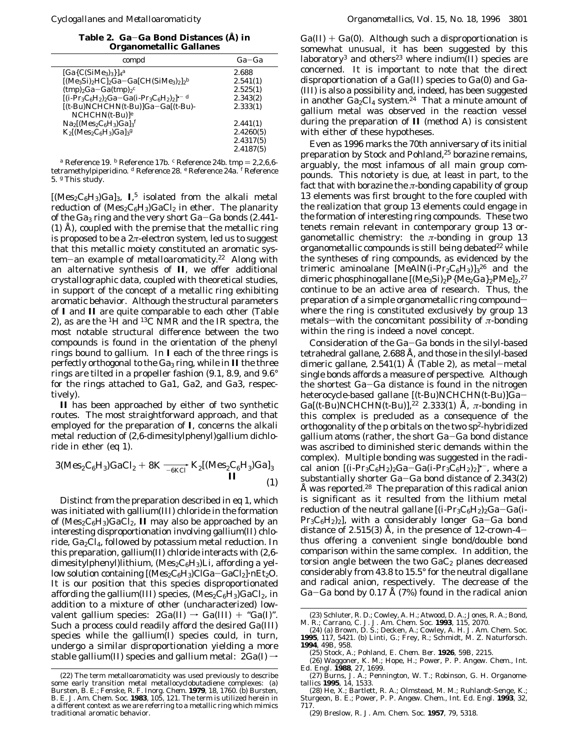**Table 2. Ga–Ga Bond Distances (Å) in Organometallic Gallanes**

| compd | Ga–Ga |
|---|---|
| $[Ga\{C(SiMe_3)_3\}]_4$[a] | 2.688 |
| $[(Me_3Si)_2HC]_2Ga–Ga[CH(SiMe_3)_2]_2$[b] | 2.541(1) |
| $(tmp)_2Ga–Ga(tmp)_2$[c] | 2.525(1) |
| $[(i\text{-}Pr_3C_6H_2)_2Ga–Ga(i\text{-}Pr_3C_6H_2)_2]^{\bullet-}$ [d] | 2.343(2) |
| $[(t\text{-}Bu)NCHCHN(t\text{-}Bu)]Ga–Ga[(t\text{-}Bu)NCHCHN(t\text{-}Bu)]$[e] | 2.333(1) |
| $Na_2[(Mes_2C_6H_3)Ga]_3$[f] | 2.441(1) |
| $K_2[(Mes_2C_6H_3)Ga]_3$[g] | 2.4260(5) |
| | 2.4317(5) |
| | 2.4187(5) |

[a] Reference 19. [b] Reference 17b. [c] Reference 24b. tmp = 2,2,6,6-tetramethylpiperidino. [d] Reference 28. [e] Reference 24a. [f] Reference 5. [g] This study.

$[(Mes_2C_6H_3)Ga]_3$, **I**,[5] isolated from the alkali metal reduction of $(Mes_2C_6H_3)GaCl_2$ in ether. The planarity of the $Ga_3$ ring and the very short Ga–Ga bonds (2.441(1) Å), coupled with the premise that the metallic ring is proposed to be a $2\pi$-electron system, led us to suggest that this metallic moiety constituted an aromatic system—an example of metalloaromaticity.[22] Along with an alternative synthesis of **II**, we offer additional crystallographic data, coupled with theoretical studies, in support of the concept of a metallic ring exhibiting aromatic behavior. Although the structural parameters of **I** and **II** are quite comparable to each other (Table 2), as are the $^1H$ and $^{13}C$ NMR and the IR spectra, the most notable structural difference between the two compounds is found in the orientation of the phenyl rings bound to gallium. In **I** each of the three rings is perfectly orthogonal to the $Ga_3$ ring, while in **II** the three rings are tilted in a propeller fashion (9.1, 8.9, and 9.6° for the rings attached to Ga1, Ga2, and Ga3, respectively).

**II** has been approached by either of two synthetic routes. The most straightforward approach, and that employed for the preparation of **I**, concerns the alkali metal reduction of (2,6-dimesitylphenyl)gallium dichloride in ether (eq 1).

$$3(Mes_2C_6H_3)GaCl_2 + 8K \xrightarrow[-6KCl]{} \underset{\mathbf{II}}{K_2[(Mes_2C_6H_3)Ga]_3} \quad (1)$$

Distinct from the preparation described in eq 1, which was initiated with gallium(III) chloride in the formation of $(Mes_2C_6H_3)GaCl_2$, **II** may also be approached by an interesting disproportionation involving gallium(II) chloride, $Ga_2Cl_4$, followed by potassium metal reduction. In this preparation, gallium(II) chloride interacts with (2,6-dimesitylphenyl)lithium, $(Mes_2C_6H_3)Li$, affording a yellow solution containing $[(Mes_2C_6H_3)ClGa–GaCl_2]\cdot nEt_2O$. It is our position that this species disproportionated affording the gallium(III) species, $(Mes_2C_6H_3)GaCl_2$, in addition to a mixture of other (uncharacterized) lowvalent gallium species: 2Ga(II) → Ga(III) + "Ga(I)". Such a process could readily afford the desired Ga(III) species while the gallium(I) species could, in turn, undergo a similar disproportionation yielding a more stable gallium(II) species and gallium metal: 2Ga(I) → Ga(II) + Ga(0). Although such a disproportionation is somewhat unusual, it has been suggested by this laboratory[3] and others[23] where indium(II) species are concerned. It is important to note that the direct disproportionation of a Ga(II) species to Ga(0) and Ga(III) is also a possibility and, indeed, has been suggested in another $Ga_2Cl_4$ system.[24] That a minute amount of gallium metal was observed in the reaction vessel during the preparation of **II** (method A) is consistent with either of these hypotheses.

Even as 1996 marks the 70th anniversary of its initial preparation by Stock and Pohland,[25] borazine remains, arguably, the most infamous of all main group compounds. This notoriety is due, at least in part, to the fact that with borazine the π-bonding capability of group 13 elements was first brought to the fore coupled with the realization that group 13 elements could engage in the formation of interesting ring compounds. These two tenets remain relevant in contemporary group 13 organometallic chemistry: the π-bonding in group 13 organometallic compounds is still being debated[22] while the syntheses of ring compounds, as evidenced by the trimeric aminoalane $[MeAlN(i\text{-}Pr_2C_6H_3)]_3$[26] and the dimeric phosphinogallane $[(Me_3Si)_2P\{Me_2Ga\}_2PMe]_2$,[27] continue to be an active area of research. Thus, the preparation of a simple organometallic ring compound—where the ring is constituted exclusively by group 13 metals—with the concomitant possibility of π-bonding within the ring is indeed a novel concept.

Consideration of the Ga–Ga bonds in the silyl-based tetrahedral gallane, 2.688 Å, and those in the silyl-based dimeric gallane, 2.541(1) Å (Table 2), as metal–metal single bonds affords a measure of perspective. Although the shortest Ga–Ga distance is found in the nitrogen heterocycle-based gallane $[(t\text{-}Bu)NCHCHN(t\text{-}Bu)]Ga–Ga[(t\text{-}Bu)NCHCHN(t\text{-}Bu)]$,[22] 2.333(1) Å, π-bonding in this complex is precluded as a consequence of the orthogonality of the p orbitals on the two $sp^2$-hybridized gallium atoms (rather, the short Ga–Ga bond distance was ascribed to diminished steric demands within the complex). Multiple bonding was suggested in the radical anion $[(i\text{-}Pr_3C_6H_2)_2Ga–Ga(i\text{-}Pr_3C_6H_2)_2]^{\bullet-}$, where a substantially shorter Ga–Ga bond distance of 2.343(2) Å was reported.[28] The preparation of this radical anion is significant as it resulted from the lithium metal reduction of the neutral gallane $[(i\text{-}Pr_3C_6H_2)_2Ga–Ga(i\text{-}Pr_3C_6H_2)_2]$, with a considerably longer Ga–Ga bond distance of 2.515(3) Å, in the presence of 12-crown-4—thus offering a convenient single bond/double bond comparison within the same complex. In addition, the torsion angle between the two $GaC_2$ planes decreased considerably from 43.8 to 15.5° for the neutral digallane and radical anion, respectively. The decrease of the Ga–Ga bond by 0.17 Å (7%) found in the radical anion

(22) The term metalloaromaticity was used previously to describe some early transition metal metallocyclobutadiene complexes: (a) Bursten, B. E.; Fenske, R. F. *Inorg. Chem.* **1979**, *18*, 1760. (b) Bursten, B. E. *J. Am. Chem. Soc.* **1983**, *105*, 121. The term is utilized herein in a different context as we are referring to a metallic ring which mimics traditional aromatic behavior.

(23) Schluter, R. D.; Cowley, A. H.; Atwood, D. A.; Jones, R. A.; Bond, M. R.; Carrano, C. J. *J. Am. Chem. Soc.* **1993**, *115*, 2070.

(24) (a) Brown, D. S.; Decken, A.; Cowley, A. H. *J. Am. Chem. Soc.* **1995**, *117*, 5421. (b) Linti, G.; Frey, R.; Schmidt, M. *Z. Naturforsch.* **1994**, *49B*, 958.

(25) Stock, A.; Pohland, E. *Chem. Ber.* **1926**, *59B*, 2215.

(26) Waggoner, K. M.; Hope, H.; Power, P. P. *Angew. Chem., Int. Ed. Engl.* **1988**, *27*, 1699.

(27) Burns, J. A.; Pennington, W. T.; Robinson, G. H. *Organometallics* **1995**, *14*, 1533.

(28) He, X.; Bartlett, R. A.; Olmstead, M. M.; Ruhlandt-Senge, K.; Sturgeon, B. E.; Power, P. P. *Angew. Chem., Int. Ed. Engl.* **1993**, *32*, 717.

(29) Breslow, R. *J. Am. Chem. Soc.* **1957**, *79*, 5318.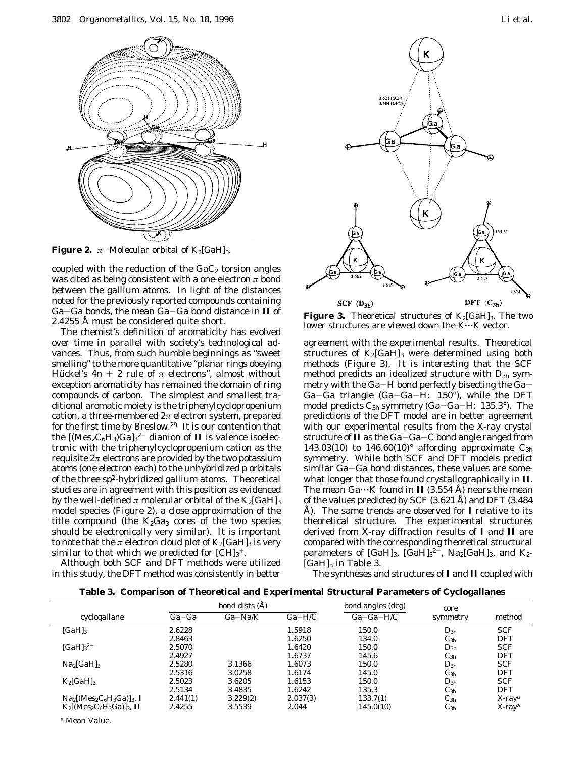**Figure 2.** π-Molecular orbital of $K_2[GaH]_3$.

coupled with the reduction of the $GaC_2$ torsion angles was cited as being consistent with a one-electron π bond between the gallium atoms. In light of the distances noted for the previously reported compounds containing Ga–Ga bonds, the mean Ga–Ga bond distance in **II** of 2.4255 Å must be considered quite short.

The chemist's definition of aromaticity has evolved over time in parallel with society's technological advances. Thus, from such humble beginnings as "sweet smelling" to the more quantitative "planar rings obeying Hückel's $4n + 2$ rule of π electrons", almost without exception aromaticity has remained the domain of ring compounds of carbon. The simplest and smallest traditional aromatic moiety is the triphenylcyclopropenium cation, a three-membered 2π electron system, prepared for the first time by Breslow.[29] It is our contention that the $[(Mes_2C_6H_3)Ga]_3^{2-}$ dianion of **II** is valence isoelectronic with the triphenylcyclopropenium cation as the requisite 2π electrons are provided by the two potassium atoms (one electron each) to the unhybridized p orbitals of the three $sp^2$-hybridized gallium atoms. Theoretical studies are in agreement with this position as evidenced by the well-defined π molecular orbital of the $K_2[GaH]_3$ model species (Figure 2), a close approximation of the title compound (the $K_2Ga_3$ cores of the two species should be electronically very similar). It is important to note that the π electron cloud plot of $K_2[GaH]_3$ is very similar to that which we predicted for $[CH]_3^+$.

Although both SCF and DFT methods were utilized in this study, the DFT method was consistently in better

**Figure 3.** Theoretical structures of $K_2[GaH]_3$. The two lower structures are viewed down the K···K vector.

agreement with the experimental results. Theoretical structures of $K_2[GaH]_3$ were determined using both methods (Figure 3). It is interesting that the SCF method predicts an idealized structure with $D_{3h}$ symmetry with the Ga–H bond perfectly bisecting the Ga–Ga–Ga triangle (Ga–Ga–H: 150°), while the DFT model predicts $C_{3h}$ symmetry (Ga–Ga–H: 135.3°). The predictions of the DFT model are in better agreement with our experimental results from the X-ray crystal structure of **II** as the Ga–Ga–C bond angle ranged from 143.03(10) to 146.60(10)° affording approximate $C_{3h}$ symmetry. While both SCF and DFT models predict similar Ga–Ga bond distances, these values are somewhat longer that those found crystallographically in **II**. The mean Ga···K found in **II** (3.554 Å) nears the mean of the values predicted by SCF (3.621 Å) and DFT (3.484 Å). The same trends are observed for **I** relative to its theoretical structure. The experimental structures derived from X-ray diffraction results of **I** and **II** are compared with the corresponding theoretical structural parameters of $[GaH]_3$, $[GaH]_3^{2-}$, $Na_2[GaH]_3$, and $K_2[GaH]_3$ in Table 3.

The syntheses and structures of **I** and **II** coupled with

**Table 3. Comparison of Theoretical and Experimental Structural Parameters of Cyclogallanes**

| cyclogallane | bond dists (Å) | | | bond angles (deg) | core symmetry | method |
|---|---|---|---|---|---|---|
| | Ga–Ga | Ga–Na/K | Ga–H/C | Ga–Ga–H/C | | |
| $[GaH]_3$ | 2.6228 | | 1.5918 | 150.0 | $D_{3h}$ | SCF |
| | 2.8463 | | 1.6250 | 134.0 | $C_{3h}$ | DFT |
| $[GaH]_3^{2-}$ | 2.5070 | | 1.6420 | 150.0 | $D_{3h}$ | SCF |
| | 2.4927 | | 1.6737 | 145.6 | $C_{3h}$ | DFT |
| $Na_2[GaH]_3$ | 2.5280 | 3.1366 | 1.6073 | 150.0 | $D_{3h}$ | SCF |
| | 2.5316 | 3.0258 | 1.6174 | 145.0 | $C_{3h}$ | DFT |
| $K_2[GaH]_3$ | 2.5023 | 3.6205 | 1.6153 | 150.0 | $D_{3h}$ | SCF |
| | 2.5134 | 3.4835 | 1.6242 | 135.3 | $C_{3h}$ | DFT |
| $Na_2[(Mes_2C_6H_3Ga)]_3$, **I** | 2.441(1) | 3.229(2) | 2.037(3) | 133.7(1) | $C_{3h}$ | X-ray[a] |
| $K_2[(Mes_2C_6H_3Ga)]_3$, **II** | 2.4255 | 3.5539 | 2.044 | 145.0(10) | $C_{3h}$ | X-ray[a] |

[a] Mean Value.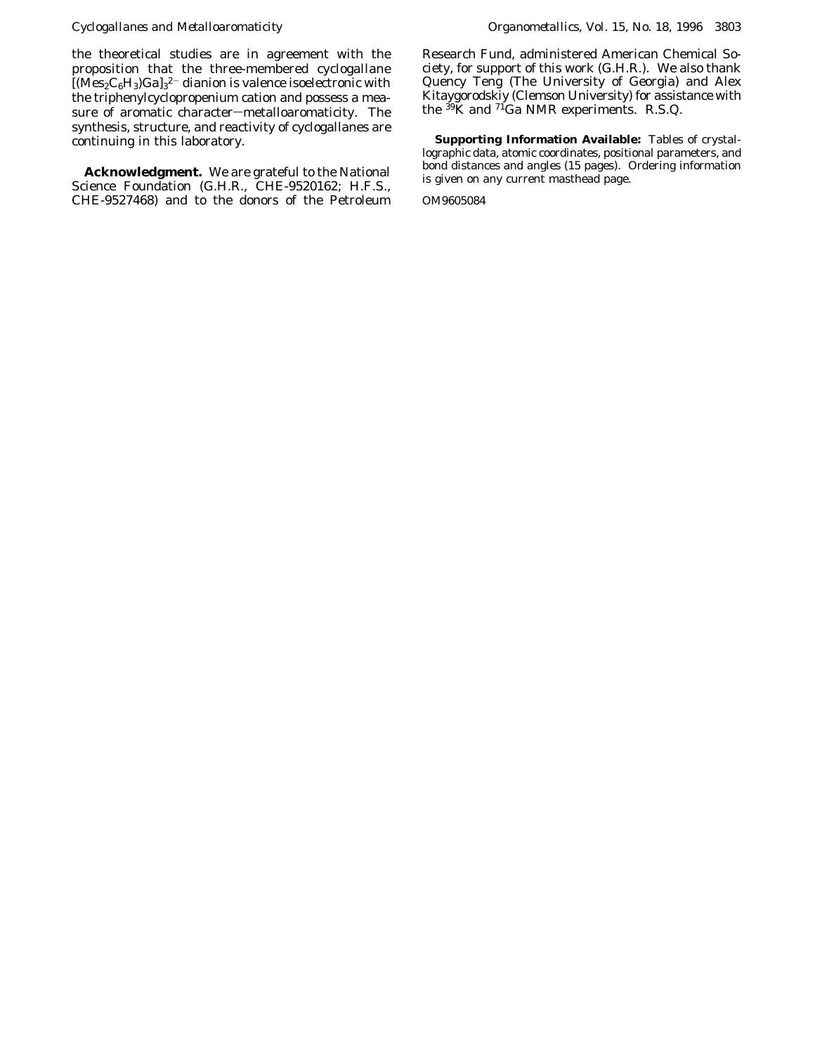the theoretical studies are in agreement with the proposition that the three-membered cyclogallane $[(Mes_2C_6H_3)Ga]_3^{2-}$ dianion is valence isoelectronic with the triphenylcyclopropenium cation and possess a measure of aromatic character—metalloaromaticity. The synthesis, structure, and reactivity of cyclogallanes are continuing in this laboratory.

**Acknowledgment.** We are grateful to the National Science Foundation (G.H.R., CHE-9520162; H.F.S., CHE-9527468) and to the donors of the Petroleum Research Fund, administered American Chemical Society, for support of this work (G.H.R.). We also thank Quency Teng (The University of Georgia) and Alex Kitaygorodskiy (Clemson University) for assistance with the $^{39}K$ and $^{71}Ga$ NMR experiments. R.S.Q.

**Supporting Information Available:** Tables of crystallographic data, atomic coordinates, positional parameters, and bond distances and angles (15 pages). Ordering information is given on any current masthead page.

OM9605084